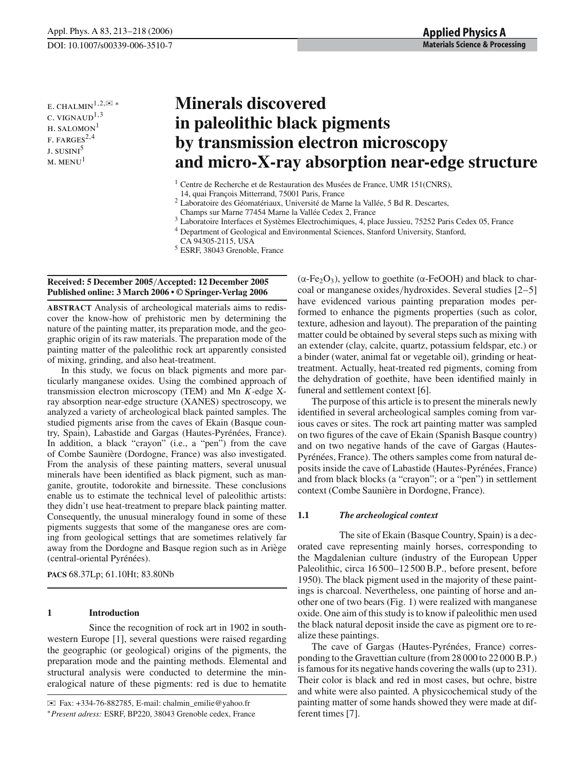DOI: 10.1007/s00339-006-3510-7

E. CHALMIN[1,2,✉,*]
C. VIGNAUD[1,3]
H. SALOMON[1]
F. FARGES[2,4]
J. SUSINI[5]
M. MENU[1]

# Minerals discovered in paleolithic black pigments by transmission electron microscopy and micro-X-ray absorption near-edge structure

[1] Centre de Recherche et de Restauration des Musées de France, UMR 151(CNRS), 14, quai François Mitterrand, 75001 Paris, France
[2] Laboratoire des Géomatériaux, Université de Marne la Vallée, 5 Bd R. Descartes, Champs sur Marne 77454 Marne la Vallée Cedex 2, France
[3] Laboratoire Interfaces et Systèmes Electrochimiques, 4, place Jussieu, 75252 Paris Cedex 05, France
[4] Department of Geological and Environmental Sciences, Stanford University, Stanford, CA 94305-2115, USA
[5] ESRF, 38043 Grenoble, France

**Received: 5 December 2005/Accepted: 12 December 2005**
**Published online: 3 March 2006 • © Springer-Verlag 2006**

**ABSTRACT** Analysis of archeological materials aims to rediscover the know-how of prehistoric men by determining the nature of the painting matter, its preparation mode, and the geographic origin of its raw materials. The preparation mode of the painting matter of the paleolithic rock art apparently consisted of mixing, grinding, and also heat-treatment.

In this study, we focus on black pigments and more particularly manganese oxides. Using the combined approach of transmission electron microscopy (TEM) and Mn $K$-edge X-ray absorption near-edge structure (XANES) spectroscopy, we analyzed a variety of archeological black painted samples. The studied pigments arise from the caves of Ekain (Basque country, Spain), Labastide and Gargas (Hautes-Pyrénées, France). In addition, a black "crayon" (i.e., a "pen") from the cave of Combe Saunière (Dordogne, France) was also investigated. From the analysis of these painting matters, several unusual minerals have been identified as black pigment, such as manganite, groutite, todorokite and birnessite. These conclusions enable us to estimate the technical level of paleolithic artists: they didn't use heat-treatment to prepare black painting matter. Consequently, the unusual mineralogy found in some of these pigments suggests that some of the manganese ores are coming from geological settings that are sometimes relatively far away from the Dordogne and Basque region such as in Ariège (central-oriental Pyrénées).

**PACS** 68.37Lp; 61.10Ht; 83.80Nb

## 1 Introduction

Since the recognition of rock art in 1902 in southwestern Europe [1], several questions were raised regarding the geographic (or geological) origins of the pigments, the preparation mode and the painting methods. Elemental and structural analysis were conducted to determine the mineralogical nature of these pigments: red is due to hematite ($\alpha$-$Fe_2O_3$), yellow to goethite ($\alpha$-FeOOH) and black to charcoal or manganese oxides/hydroxides. Several studies [2–5] have evidenced various painting preparation modes performed to enhance the pigments properties (such as color, texture, adhesion and layout). The preparation of the painting matter could be obtained by several steps such as mixing with an extender (clay, calcite, quartz, potassium feldspar, etc.) or a binder (water, animal fat or vegetable oil), grinding or heat-treatment. Actually, heat-treated red pigments, coming from the dehydration of goethite, have been identified mainly in funeral and settlement context [6].

The purpose of this article is to present the minerals newly identified in several archeological samples coming from various caves or sites. The rock art painting matter was sampled on two figures of the cave of Ekain (Spanish Basque country) and on two negative hands of the cave of Gargas (Hautes-Pyrénées, France). The others samples come from natural deposits inside the cave of Labastide (Hautes-Pyrénées, France) and from black blocks (a "crayon"; or a "pen") in settlement context (Combe Saunière in Dordogne, France).

### 1.1 *The archeological context*

The site of Ekain (Basque Country, Spain) is a decorated cave representing mainly horses, corresponding to the Magdalenian culture (industry of the European Upper Paleolithic, circa 16 500–12 500 B.P., before present, before 1950). The black pigment used in the majority of these paintings is charcoal. Nevertheless, one painting of horse and another one of two bears (Fig. 1) were realized with manganese oxide. One aim of this study is to know if paleolithic men used the black natural deposit inside the cave as pigment ore to realize these paintings.

The cave of Gargas (Hautes-Pyrénées, France) corresponding to the Gravettian culture (from 28 000 to 22 000 B.P.) is famous for its negative hands covering the walls (up to 231). Their color is black and red in most cases, but ochre, bistre and white were also painted. A physicochemical study of the painting matter of some hands showed they were made at different times [7].

✉ Fax: +334-76-882785, E-mail: chalmin_emilie@yahoo.fr
*Present adress: ESRF, BP220, 38043 Grenoble cedex, France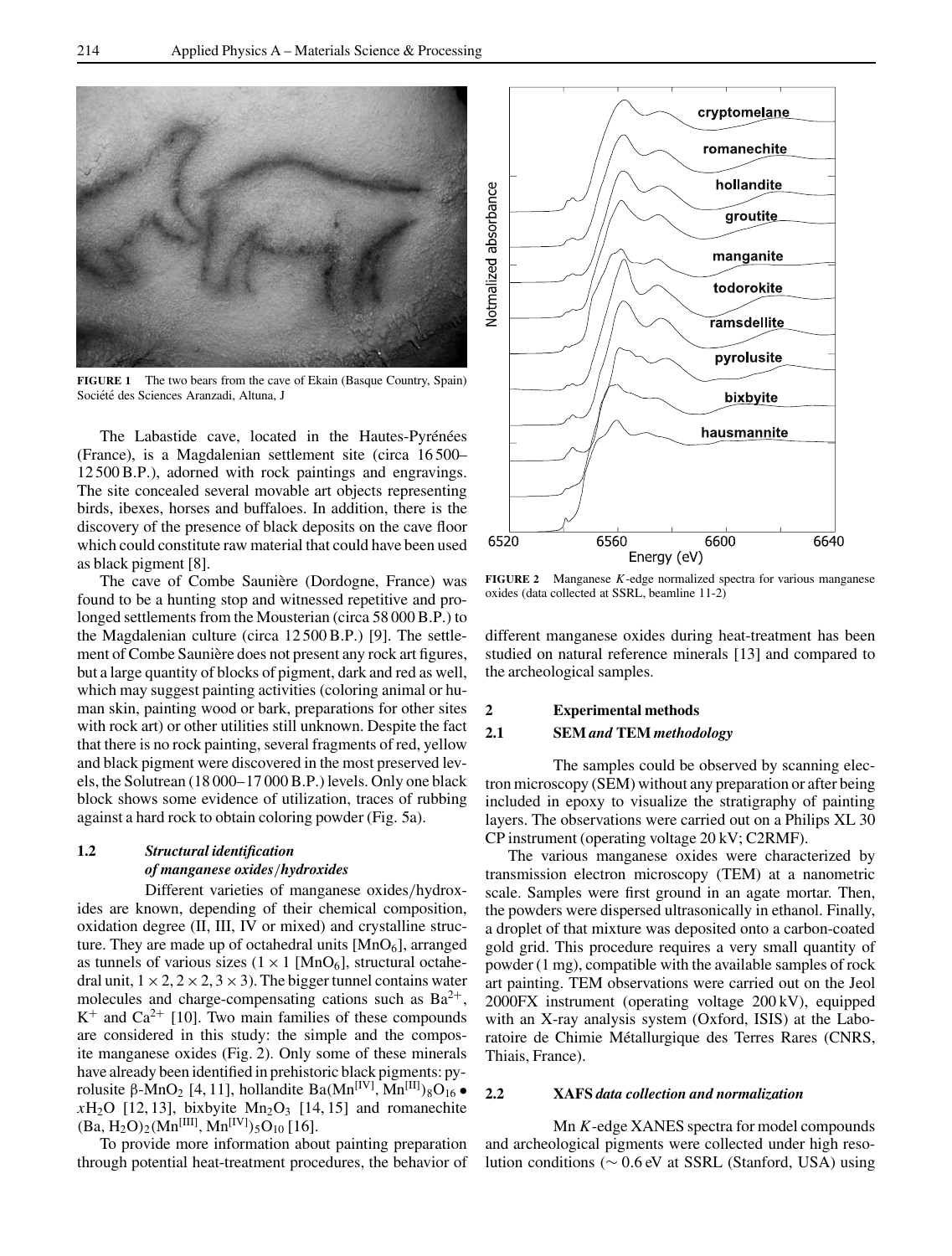FIGURE 1 The two bears from the cave of Ekain (Basque Country, Spain) Société des Sciences Aranzadi, Altuna, J

The Labastide cave, located in the Hautes-Pyrénées (France), is a Magdalenian settlement site (circa 16 500–12 500 B.P.), adorned with rock paintings and engravings. The site concealed several movable art objects representing birds, ibexes, horses and buffaloes. In addition, there is the discovery of the presence of black deposits on the cave floor which could constitute raw material that could have been used as black pigment [8].

The cave of Combe Saunière (Dordogne, France) was found to be a hunting stop and witnessed repetitive and prolonged settlements from the Mousterian (circa 58 000 B.P.) to the Magdalenian culture (circa 12 500 B.P.) [9]. The settlement of Combe Saunière does not present any rock art figures, but a large quantity of blocks of pigment, dark and red as well, which may suggest painting activities (coloring animal or human skin, painting wood or bark, preparations for other sites with rock art) or other utilities still unknown. Despite the fact that there is no rock painting, several fragments of red, yellow and black pigment were discovered in the most preserved levels, the Solutrean (18 000–17 000 B.P.) levels. Only one black block shows some evidence of utilization, traces of rubbing against a hard rock to obtain coloring powder (Fig. 5a).

### 1.2 *Structural identification of manganese oxides/hydroxides*

Different varieties of manganese oxides/hydroxides are known, depending of their chemical composition, oxidation degree (II, III, IV or mixed) and crystalline structure. They are made up of octahedral units [$MnO_6$], arranged as tunnels of various sizes ($1 \times 1$ [$MnO_6$], structural octahedral unit, $1 \times 2$, $2 \times 2$, $3 \times 3$). The bigger tunnel contains water molecules and charge-compensating cations such as $Ba^{2+}$, $K^+$ and $Ca^{2+}$ [10]. Two main families of these compounds are considered in this study: the simple and the composite manganese oxides (Fig. 2). Only some of these minerals have already been identified in prehistoric black pigments: pyrolusite β-$MnO_2$ [4, 11], hollandite $Ba(Mn^{[IV]}, Mn^{[III]})_8O_{16} \bullet xH_2O$ [12, 13], bixbyite $Mn_2O_3$ [14, 15] and romanechite $(Ba, H_2O)_2(Mn^{[III]}, Mn^{[IV]})_5O_{10}$ [16].

To provide more information about painting preparation through potential heat-treatment procedures, the behavior of different manganese oxides during heat-treatment has been studied on natural reference minerals [13] and compared to the archeological samples.

FIGURE 2 Manganese *K*-edge normalized spectra for various manganese oxides (data collected at SSRL, beamline 11-2)

## 2 Experimental methods

### 2.1 *SEM and TEM methodology*

The samples could be observed by scanning electron microscopy (SEM) without any preparation or after being included in epoxy to visualize the stratigraphy of painting layers. The observations were carried out on a Philips XL 30 CP instrument (operating voltage 20 kV; C2RMF).

The various manganese oxides were characterized by transmission electron microscopy (TEM) at a nanometric scale. Samples were first ground in an agate mortar. Then, the powders were dispersed ultrasonically in ethanol. Finally, a droplet of that mixture was deposited onto a carbon-coated gold grid. This procedure requires a very small quantity of powder (1 mg), compatible with the available samples of rock art painting. TEM observations were carried out on the Jeol 2000FX instrument (operating voltage 200 kV), equipped with an X-ray analysis system (Oxford, ISIS) at the Laboratoire de Chimie Métallurgique des Terres Rares (CNRS, Thiais, France).

### 2.2 *XAFS data collection and normalization*

Mn *K*-edge XANES spectra for model compounds and archeological pigments were collected under high resolution conditions (∼ 0.6 eV at SSRL (Stanford, USA) using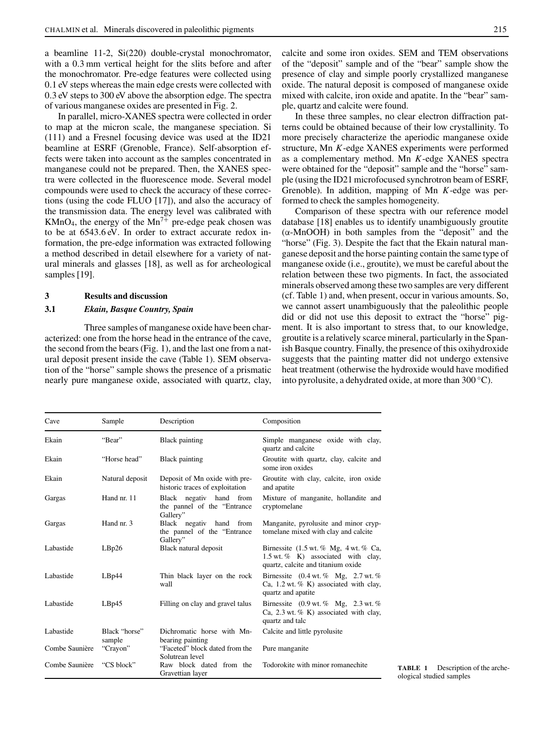a beamline 11-2, Si(220) double-crystal monochromator, with a 0.3 mm vertical height for the slits before and after the monochromator. Pre-edge features were collected using 0.1 eV steps whereas the main edge crests were collected with 0.3 eV steps to 300 eV above the absorption edge. The spectra of various manganese oxides are presented in Fig. 2.

In parallel, micro-XANES spectra were collected in order to map at the micron scale, the manganese speciation. Si (111) and a Fresnel focusing device was used at the ID21 beamline at ESRF (Grenoble, France). Self-absorption effects were taken into account as the samples concentrated in manganese could not be prepared. Then, the XANES spectra were collected in the fluorescence mode. Several model compounds were used to check the accuracy of these corrections (using the code FLUO [17]), and also the accuracy of the transmission data. The energy level was calibrated with $KMnO_4$, the energy of the $Mn^{7+}$ pre-edge peak chosen was to be at 6543.6 eV. In order to extract accurate redox information, the pre-edge information was extracted following a method described in detail elsewhere for a variety of natural minerals and glasses [18], as well as for archeological samples [19].

## 3 Results and discussion

### 3.1 *Ekain, Basque Country, Spain*

Three samples of manganese oxide have been characterized: one from the horse head in the entrance of the cave, the second from the bears (Fig. 1), and the last one from a natural deposit present inside the cave (Table 1). SEM observation of the "horse" sample shows the presence of a prismatic nearly pure manganese oxide, associated with quartz, clay, calcite and some iron oxides. SEM and TEM observations of the "deposit" sample and of the "bear" sample show the presence of clay and simple poorly crystallized manganese oxide. The natural deposit is composed of manganese oxide mixed with calcite, iron oxide and apatite. In the "bear" sample, quartz and calcite were found.

In these three samples, no clear electron diffraction patterns could be obtained because of their low crystallinity. To more precisely characterize the aperiodic manganese oxide structure, Mn $K$-edge XANES experiments were performed as a complementary method. Mn $K$-edge XANES spectra were obtained for the "deposit" sample and the "horse" sample (using the ID21 microfocused synchrotron beam of ESRF, Grenoble). In addition, mapping of Mn $K$-edge was performed to check the samples homogeneity.

Comparison of these spectra with our reference model database [18] enables us to identify unambiguously groutite ($\alpha$-MnOOH) in both samples from the "deposit" and the "horse" (Fig. 3). Despite the fact that the Ekain natural manganese deposit and the horse painting contain the same type of manganese oxide (i.e., groutite), we must be careful about the relation between these two pigments. In fact, the associated minerals observed among these two samples are very different (cf. Table 1) and, when present, occur in various amounts. So, we cannot assert unambiguously that the paleolithic people did or did not use this deposit to extract the "horse" pigment. It is also important to stress that, to our knowledge, groutite is a relatively scarce mineral, particularly in the Spanish Basque country. Finally, the presence of this oxihydroxide suggests that the painting matter did not undergo extensive heat treatment (otherwise the hydroxide would have modified into pyrolusite, a dehydrated oxide, at more than 300 °C).

| Cave | Sample | Description | Composition |
|---|---|---|---|
| Ekain | "Bear" | Black painting | Simple manganese oxide with clay, quartz and calcite |
| Ekain | "Horse head" | Black painting | Groutite with quartz, clay, calcite and some iron oxides |
| Ekain | Natural deposit | Deposit of Mn oxide with prehistoric traces of exploitation | Groutite with clay, calcite, iron oxide and apatite |
| Gargas | Hand nr. 11 | Black negativ hand from the pannel of the "Entrance Gallery" | Mixture of manganite, hollandite and cryptomelane |
| Gargas | Hand nr. 3 | Black negativ hand from the pannel of the "Entrance Gallery" | Manganite, pyrolusite and minor cryptomelane mixed with clay and calcite |
| Labastide | LBp26 | Black natural deposit | Birnessite (1.5 wt. % Mg, 4 wt. % Ca, 1.5 wt. % K) associated with clay, quartz, calcite and titanium oxide |
| Labastide | LBp44 | Thin black layer on the rock wall | Birnessite (0.4 wt. % Mg, 2.7 wt. % Ca, 1.2 wt. % K) associated with clay, quartz and apatite |
| Labastide | LBp45 | Filling on clay and gravel talus | Birnessite (0.9 wt. % Mg, 2.3 wt. % Ca, 2.3 wt. % K) associated with clay, quartz and talc |
| Labastide | Black "horse" sample | Dichromatic horse with Mn-bearing painting | Calcite and little pyrolusite |
| Combe Saunière | "Crayon" | "Faceted" block dated from the Solutrean level | Pure manganite |
| Combe Saunière | "CS block" | Raw block dated from the Gravettian layer | Todorokite with minor romanechite |

**TABLE 1** Description of the archeological studied samples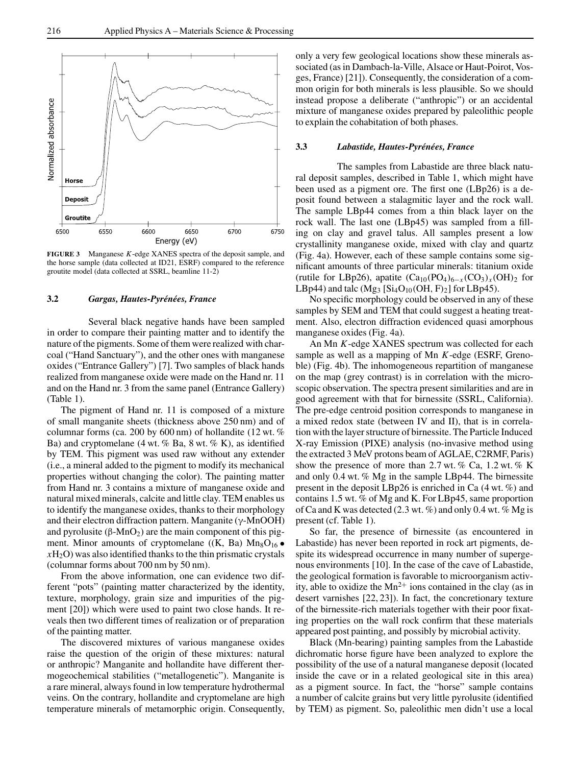FIGURE 3 Manganese $K$-edge XANES spectra of the deposit sample, and the horse sample (data collected at ID21, ESRF) compared to the reference groutite model (data collected at SSRL, beamline 11-2)

### 3.2 *Gargas, Hautes-Pyrénées, France*

Several black negative hands have been sampled in order to compare their painting matter and to identify the nature of the pigments. Some of them were realized with charcoal ("Hand Sanctuary"), and the other ones with manganese oxides ("Entrance Gallery") [7]. Two samples of black hands realized from manganese oxide were made on the Hand nr. 11 and on the Hand nr. 3 from the same panel (Entrance Gallery) (Table 1).

The pigment of Hand nr. 11 is composed of a mixture of small manganite sheets (thickness above 250 nm) and of columnar forms (ca. 200 by 600 nm) of hollandite (12 wt. % Ba) and cryptomelane (4 wt. % Ba, 8 wt. % K), as identified by TEM. This pigment was used raw without any extender (i.e., a mineral added to the pigment to modify its mechanical properties without changing the color). The painting matter from Hand nr. 3 contains a mixture of manganese oxide and natural mixed minerals, calcite and little clay. TEM enables us to identify the manganese oxides, thanks to their morphology and their electron diffraction pattern. Manganite (γ-MnOOH) and pyrolusite (β-$MnO_2$) are the main component of this pigment. Minor amounts of cryptomelane ((K, Ba) $Mn_8O_{16} \bullet xH_2O$) was also identified thanks to the thin prismatic crystals (columnar forms about 700 nm by 50 nm).

From the above information, one can evidence two different "pots" (painting matter characterized by the identity, texture, morphology, grain size and impurities of the pigment [20]) which were used to paint two close hands. It reveals then two different times of realization or of preparation of the painting matter.

The discovered mixtures of various manganese oxides raise the question of the origin of these mixtures: natural or anthropic? Manganite and hollandite have different thermogeochemical stabilities ("metallogenetic"). Manganite is a rare mineral, always found in low temperature hydrothermal veins. On the contrary, hollandite and cryptomelane are high temperature minerals of metamorphic origin. Consequently, only a very few geological locations show these minerals associated (as in Dambach-la-Ville, Alsace or Haut-Poirot, Vosges, France) [21]). Consequently, the consideration of a common origin for both minerals is less plausible. So we should instead propose a deliberate ("anthropic") or an accidental mixture of manganese oxides prepared by paleolithic people to explain the cohabitation of both phases.

### 3.3 *Labastide, Hautes-Pyrénées, France*

The samples from Labastide are three black natural deposit samples, described in Table 1, which might have been used as a pigment ore. The first one (LBp26) is a deposit found between a stalagmitic layer and the rock wall. The sample LBp44 comes from a thin black layer on the rock wall. The last one (LBp45) was sampled from a filling on clay and gravel talus. All samples present a low crystallinity manganese oxide, mixed with clay and quartz (Fig. 4a). However, each of these sample contains some significant amounts of three particular minerals: titanium oxide (rutile for LBp26), apatite ($Ca_{10}(PO_4)_{6-x}(CO_3)_x(OH)_2$ for LBp44) and talc ($Mg_3$ [$Si_4O_{10}(OH, F)_2$] for LBp45).

No specific morphology could be observed in any of these samples by SEM and TEM that could suggest a heating treatment. Also, electron diffraction evidenced quasi amorphous manganese oxides (Fig. 4a).

An Mn $K$-edge XANES spectrum was collected for each sample as well as a mapping of Mn $K$-edge (ESRF, Grenoble) (Fig. 4b). The inhomogeneous repartition of manganese on the map (grey contrast) is in correlation with the microscopic observation. The spectra present similarities and are in good agreement with that for birnessite (SSRL, California). The pre-edge centroid position corresponds to manganese in a mixed redox state (between IV and II), that is in correlation with the layer structure of birnessite. The Particle Induced X-ray Emission (PIXE) analysis (no-invasive method using the extracted 3 MeV protons beam of AGLAE, C2RMF, Paris) show the presence of more than 2.7 wt. % Ca, 1.2 wt. % K and only 0.4 wt. % Mg in the sample LBp44. The birnessite present in the deposit LBp26 is enriched in Ca (4 wt. %) and contains 1.5 wt. % of Mg and K. For LBp45, same proportion of Ca and K was detected (2.3 wt. %) and only 0.4 wt. % Mg is present (cf. Table 1).

So far, the presence of birnessite (as encountered in Labastide) has never been reported in rock art pigments, despite its widespread occurrence in many number of supergenous environments [10]. In the case of the cave of Labastide, the geological formation is favorable to microorganism activity, able to oxidize the $Mn^{2+}$ ions contained in the clay (as in desert varnishes [22, 23]). In fact, the concretionary texture of the birnessite-rich materials together with their poor fixating properties on the wall rock confirm that these materials appeared post painting, and possibly by microbial activity.

Black (Mn-bearing) painting samples from the Labastide dichromatic horse figure have been analyzed to explore the possibility of the use of a natural manganese deposit (located inside the cave or in a related geological site in this area) as a pigment source. In fact, the "horse" sample contains a number of calcite grains but very little pyrolusite (identified by TEM) as pigment. So, paleolithic men didn't use a local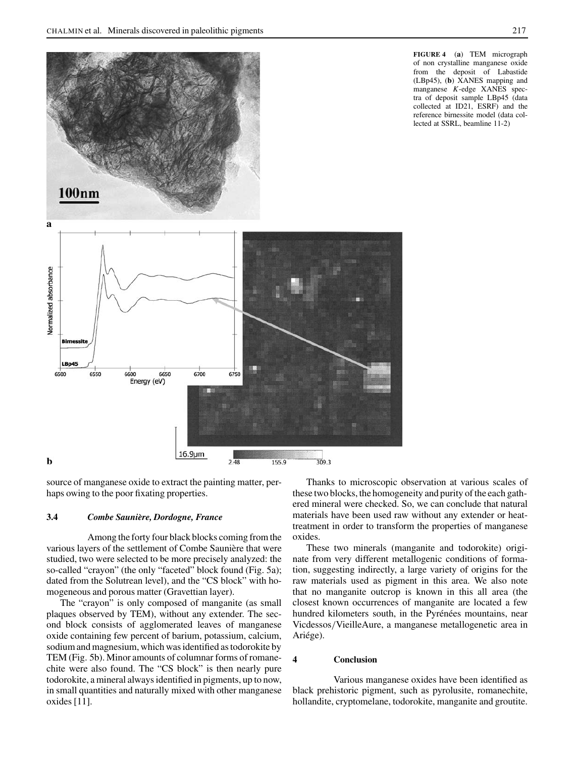FIGURE 4 (**a**) TEM micrograph of non crystalline manganese oxide from the deposit of Labastide (LBp45), (**b**) XANES mapping and manganese *K*-edge XANES spectra of deposit sample LBp45 (data collected at ID21, ESRF) and the reference birnessite model (data collected at SSRL, beamline 11-2)

source of manganese oxide to extract the painting matter, perhaps owing to the poor fixating properties.

### 3.4 *Combe Saunière, Dordogne, France*

Among the forty four black blocks coming from the various layers of the settlement of Combe Saunière that were studied, two were selected to be more precisely analyzed: the so-called "crayon" (the only "faceted" block found (Fig. 5a); dated from the Solutrean level), and the "CS block" with homogeneous and porous matter (Gravettian layer).

The "crayon" is only composed of manganite (as small plaques observed by TEM), without any extender. The second block consists of agglomerated leaves of manganese oxide containing few percent of barium, potassium, calcium, sodium and magnesium, which was identified as todorokite by TEM (Fig. 5b). Minor amounts of columnar forms of romanechite were also found. The "CS block" is then nearly pure todorokite, a mineral always identified in pigments, up to now, in small quantities and naturally mixed with other manganese oxides [11].

Thanks to microscopic observation at various scales of these two blocks, the homogeneity and purity of the each gathered mineral were checked. So, we can conclude that natural materials have been used raw without any extender or heat-treatment in order to transform the properties of manganese oxides.

These two minerals (manganite and todorokite) originate from very different metallogenic conditions of formation, suggesting indirectly, a large variety of origins for the raw materials used as pigment in this area. We also note that no manganite outcrop is known in this all area (the closest known occurrences of manganite are located a few hundred kilometers south, in the Pyrénées mountains, near Vicdessos/VieilleAure, a manganese metallogenetic area in Ariége).

## 4 Conclusion

Various manganese oxides have been identified as black prehistoric pigment, such as pyrolusite, romanechite, hollandite, cryptomelane, todorokite, manganite and groutite.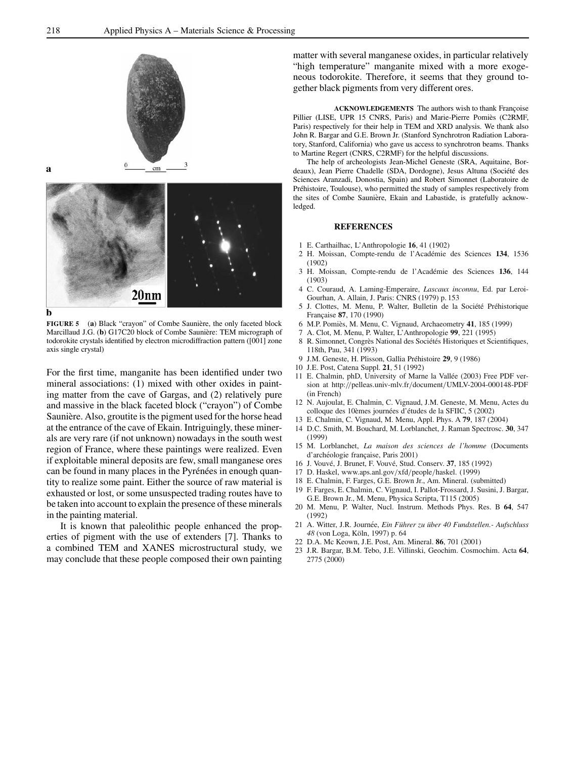a

0 cm 3

b

20nm

**FIGURE 5** (**a**) Black "crayon" of Combe Saunière, the only faceted block Marcillaud J.G. (**b**) G17C20 block of Combe Saunière: TEM micrograph of todorokite crystals identified by electron microdiffraction pattern ([001] zone axis single crystal)

For the first time, manganite has been identified under two mineral associations: (1) mixed with other oxides in painting matter from the cave of Gargas, and (2) relatively pure and massive in the black faceted block ("crayon") of Combe Saunière. Also, groutite is the pigment used for the horse head at the entrance of the cave of Ekain. Intriguingly, these minerals are very rare (if not unknown) nowadays in the south west region of France, where these paintings were realized. Even if exploitable mineral deposits are few, small manganese ores can be found in many places in the Pyrénées in enough quantity to realize some paint. Either the source of raw material is exhausted or lost, or some unsuspected trading routes have to be taken into account to explain the presence of these minerals in the painting material.

It is known that paleolithic people enhanced the properties of pigment with the use of extenders [7]. Thanks to a combined TEM and XANES microstructural study, we may conclude that these people composed their own painting matter with several manganese oxides, in particular relatively "high temperature" manganite mixed with a more exogeneous todorokite. Therefore, it seems that they ground together black pigments from very different ores.

**ACKNOWLEDGEMENTS** The authors wish to thank Françoise Pillier (LISE, UPR 15 CNRS, Paris) and Marie-Pierre Pomiès (C2RMF, Paris) respectively for their help in TEM and XRD analysis. We thank also John R. Bargar and G.E. Brown Jr. (Stanford Synchrotron Radiation Laboratory, Stanford, California) who gave us access to synchrotron beams. Thanks to Martine Regert (CNRS, C2RMF) for the helpful discussions.

The help of archeologists Jean-Michel Geneste (SRA, Aquitaine, Bordeaux), Jean Pierre Chadelle (SDA, Dordogne), Jesus Altuna (Société des Sciences Aranzadi, Donostia, Spain) and Robert Simonnet (Laboratoire de Préhistoire, Toulouse), who permitted the study of samples respectively from the sites of Combe Saunière, Ekain and Labastide, is gratefully acknowledged.

## REFERENCES

1 E. Carthailhac, L'Anthropologie **16**, 41 (1902)
2 H. Moissan, Compte-rendu de l'Académie des Sciences **134**, 1536 (1902)
3 H. Moissan, Compte-rendu de l'Académie des Sciences **136**, 144 (1903)
4 C. Couraud, A. Laming-Emperaire, *Lascaux inconnu*, Ed. par Leroi-Gourhan, A. Allain, J. Paris: CNRS (1979) p. 153
5 J. Clottes, M. Menu, P. Walter, Bulletin de la Société Préhistorique Française **87**, 170 (1990)
6 M.P. Pomiès, M. Menu, C. Vignaud, Archaeometry **41**, 185 (1999)
7 A. Clot, M. Menu, P. Walter, L'Anthropologie **99**, 221 (1995)
8 R. Simonnet, Congrès National des Sociétés Historiques et Scientifiques, 118th, Pau, 341 (1993)
9 J.M. Geneste, H. Plisson, Gallia Préhistoire **29**, 9 (1986)
10 J.E. Post, Catena Suppl. **21**, 51 (1992)
11 E. Chalmin, phD, University of Marne la Vallée (2003) Free PDF version at http://pelleas.univ-mlv.fr/document/UMLV-2004-000148-PDF (in French)
12 N. Aujoulat, E. Chalmin, C. Vignaud, J.M. Geneste, M. Menu, Actes du colloque des 10èmes journées d'études de la SFIIC, 5 (2002)
13 E. Chalmin, C. Vignaud, M. Menu, Appl. Phys. A **79**, 187 (2004)
14 D.C. Smith, M. Bouchard, M. Lorblanchet, J. Raman Spectrosc. **30**, 347 (1999)
15 M. Lorblanchet, *La maison des sciences de l'homme* (Documents d'archéologie française, Paris 2001)
16 J. Vouvé, J. Brunet, F. Vouvé, Stud. Conserv. **37**, 185 (1992)
17 D. Haskel, www.aps.anl.gov/xfd/people/haskel. (1999)
18 E. Chalmin, F. Farges, G.E. Brown Jr., Am. Mineral. (submitted)
19 F. Farges, E. Chalmin, C. Vignaud, I. Pallot-Frossard, J. Susini, J. Bargar, G.E. Brown Jr., M. Menu, Physica Scripta, T115 (2005)
20 M. Menu, P. Walter, Nucl. Instrum. Methods Phys. Res. B **64**, 547 (1992)
21 A. Witter, J.R. Journée, *Ein Führer zu über 40 Fundstellen.- Aufschluss 48* (von Loga, Köln, 1997) p. 64
22 D.A. Mc Keown, J.E. Post, Am. Mineral. **86**, 701 (2001)
23 J.R. Bargar, B.M. Tebo, J.E. Villinski, Geochim. Cosmochim. Acta **64**, 2775 (2000)